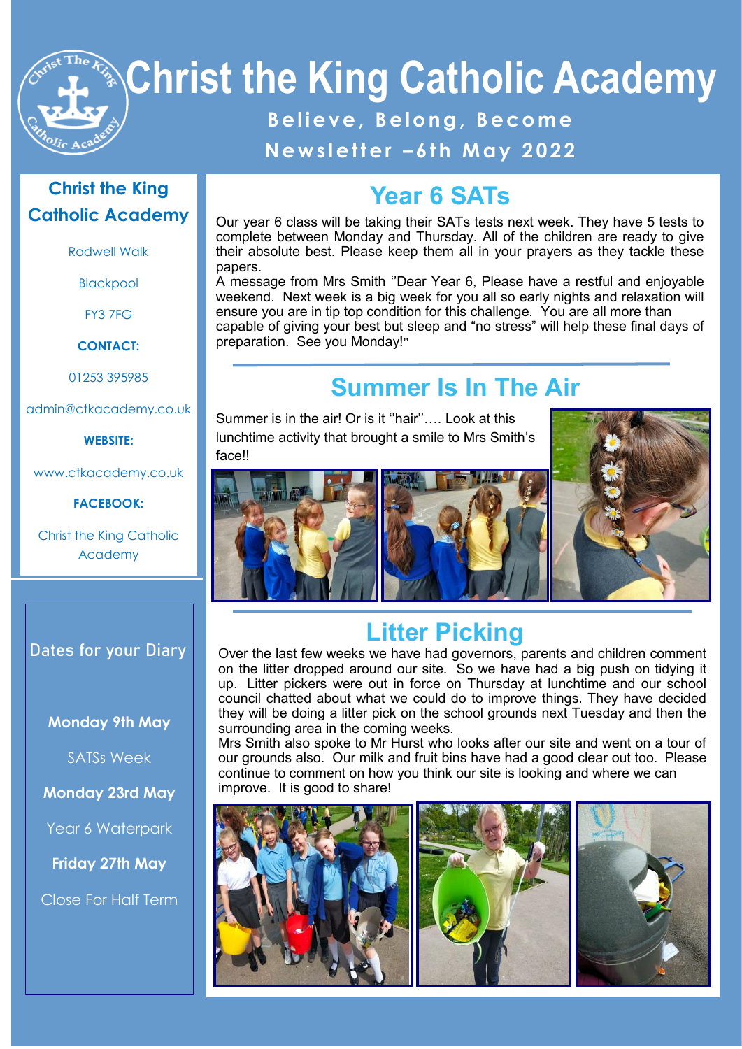# Christ the King Catholic Academy

**Believe, Belong, Become**

**Newsletter –6th May 2022**

## Year 6 SATs

Our year 6 class will be taking their SATs tests next week. They have 5 tests to complete between Monday and Thursday. All of the children are ready to give their absolute best. Please keep them all in your prayers as they tackle these papers.

A message from Mrs Smith ''Dear Year 6, Please have a restful and enjoyable weekend. Next week is a big week for you all so early nights and relaxation will ensure you are in tip top condition for this challenge. You are all more than capable of giving your best but sleep and "no stress" will help these final days of preparation. See you Monday!''

## Summer Is In The Air

Summer is in the air! Or is it ''hair''…. Look at this lunchtime activity that brought a smile to Mrs Smith's face!!

## Litter Picking

Over the last few weeks we have had governors, parents and children comment on the litter dropped around our site. So we have had a big push on tidying it up. Litter pickers were out in force on Thursday at lunchtime and our school council chatted about what we could do to improve things. They have decided they will be doing a litter pick on the school grounds next Tuesday and then the surrounding area in the coming weeks.

Mrs Smith also spoke to Mr Hurst who looks after our site and went on a tour of our grounds also. Our milk and fruit bins have had a good clear out too. Please continue to comment on how you think our site is looking and where we can improve. It is good to share!

## Christ the King Catholic Academy

Rodwell Walk

Blackpool

FY3 7FG

**CONTACT:**

01253 395985

admin@ctkacademy.co.uk

**WEBSITE:**

www.ctkacademy.co.uk

**FACEBOOK:**

Christ the King Catholic Academy

## Dates for your Diary

**Monday 9th May**

SATSs Week

**Monday 23rd May**

Year 6 Waterpark

**Friday 27th May**

Close For Half Term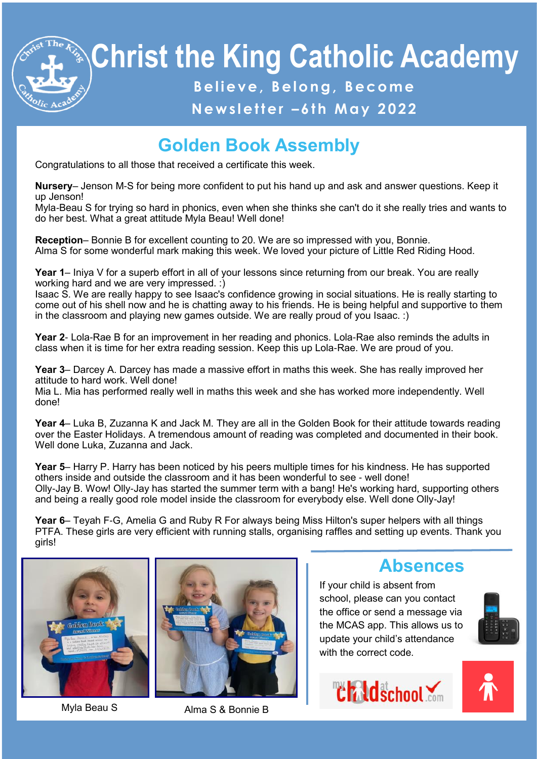# Christ the King Catholic Academy

**Believe, Belong, Become**

**Newsletter –6th May 2022**

## Golden Book Assembly

Congratulations to all those that received a certificate this week.

**Nursery**– Jenson M-S for being more confident to put his hand up and ask and answer questions. Keep it up Jenson!
Myla-Beau S for trying so hard in phonics, even when she thinks she can't do it she really tries and wants to do her best. What a great attitude Myla Beau! Well done!

**Reception**– Bonnie B for excellent counting to 20. We are so impressed with you, Bonnie.
Alma S for some wonderful mark making this week. We loved your picture of Little Red Riding Hood.

**Year 1**– Iniya V for a superb effort in all of your lessons since returning from our break. You are really working hard and we are very impressed. :)
Isaac S. We are really happy to see Isaac's confidence growing in social situations. He is really starting to come out of his shell now and he is chatting away to his friends. He is being helpful and supportive to them in the classroom and playing new games outside. We are really proud of you Isaac. :)

**Year 2**- Lola-Rae B for an improvement in her reading and phonics. Lola-Rae also reminds the adults in class when it is time for her extra reading session. Keep this up Lola-Rae. We are proud of you.

**Year 3**– Darcey A. Darcey has made a massive effort in maths this week. She has really improved her attitude to hard work. Well done!
Mia L. Mia has performed really well in maths this week and she has worked more independently. Well done!

**Year 4**– Luka B, Zuzanna K and Jack M. They are all in the Golden Book for their attitude towards reading over the Easter Holidays. A tremendous amount of reading was completed and documented in their book. Well done Luka, Zuzanna and Jack.

**Year 5**– Harry P. Harry has been noticed by his peers multiple times for his kindness. He has supported others inside and outside the classroom and it has been wonderful to see - well done!
Olly-Jay B. Wow! Olly-Jay has started the summer term with a bang! He's working hard, supporting others and being a really good role model inside the classroom for everybody else. Well done Olly-Jay!

**Year 6**– Teyah F-G, Amelia G and Ruby R For always being Miss Hilton's super helpers with all things PTFA. These girls are very efficient with running stalls, organising raffles and setting up events. Thank you girls!

Myla Beau S

Alma S & Bonnie B

## Absences

If your child is absent from school, please can you contact the office or send a message via the MCAS app. This allows us to update your child's attendance with the correct code.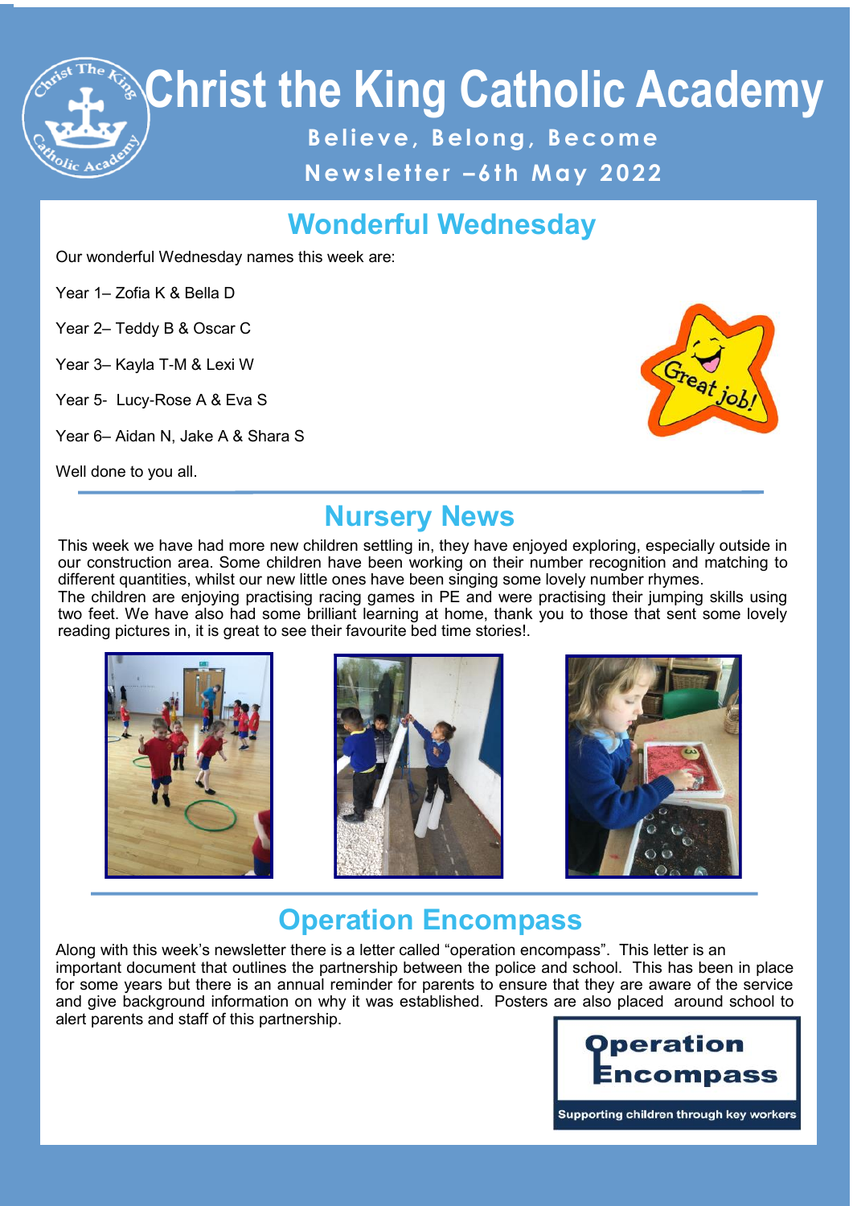# Christ the King Catholic Academy

**Believe, Belong, Become**

**Newsletter –6th May 2022**

## Wonderful Wednesday

Our wonderful Wednesday names this week are:

Year 1– Zofia K & Bella D

Year 2– Teddy B & Oscar C

Year 3– Kayla T-M & Lexi W

Year 5- Lucy-Rose A & Eva S

Year 6– Aidan N, Jake A & Shara S

Well done to you all.

## Nursery News

This week we have had more new children settling in, they have enjoyed exploring, especially outside in our construction area. Some children have been working on their number recognition and matching to different quantities, whilst our new little ones have been singing some lovely number rhymes.

The children are enjoying practising racing games in PE and were practising their jumping skills using two feet. We have also had some brilliant learning at home, thank you to those that sent some lovely reading pictures in, it is great to see their favourite bed time stories!.

## Operation Encompass

Along with this week's newsletter there is a letter called "operation encompass". This letter is an important document that outlines the partnership between the police and school. This has been in place for some years but there is an annual reminder for parents to ensure that they are aware of the service and give background information on why it was established. Posters are also placed around school to alert parents and staff of this partnership.

**Operation Encompass**

Supporting children through key workers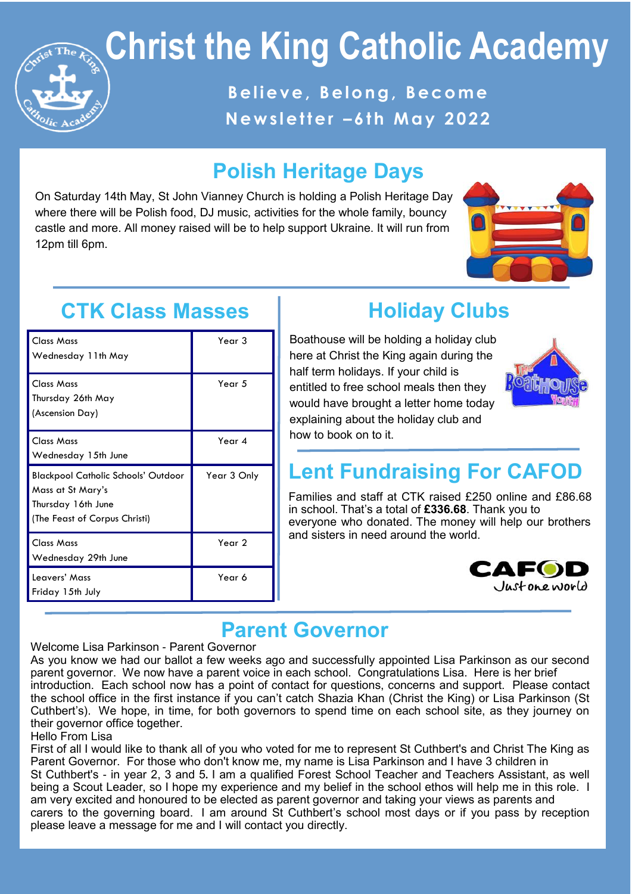# Christ the King Catholic Academy

**Believe, Belong, Become**

**Newsletter –6th May 2022**

## Polish Heritage Days

On Saturday 14th May, St John Vianney Church is holding a Polish Heritage Day where there will be Polish food, DJ music, activities for the whole family, bouncy castle and more. All money raised will be to help support Ukraine. It will run from 12pm till 6pm.

## CTK Class Masses

| | |
|---|---|
| Class Mass<br>Wednesday 11th May | Year 3 |
| Class Mass<br>Thursday 26th May<br>(Ascension Day) | Year 5 |
| Class Mass<br>Wednesday 15th June | Year 4 |
| Blackpool Catholic Schools' Outdoor Mass at St Mary's<br>Thursday 16th June<br>(The Feast of Corpus Christi) | Year 3 Only |
| Class Mass<br>Wednesday 29th June | Year 2 |
| Leavers' Mass<br>Friday 15th July | Year 6 |

## Holiday Clubs

Boathouse will be holding a holiday club here at Christ the King again during the half term holidays. If your child is entitled to free school meals then they would have brought a letter home today explaining about the holiday club and how to book on to it.

## Lent Fundraising For CAFOD

Families and staff at CTK raised £250 online and £86.68 in school. That's a total of **£336.68**. Thank you to everyone who donated. The money will help our brothers and sisters in need around the world.

## Parent Governor

Welcome Lisa Parkinson - Parent Governor

As you know we had our ballot a few weeks ago and successfully appointed Lisa Parkinson as our second parent governor. We now have a parent voice in each school. Congratulations Lisa. Here is her brief introduction. Each school now has a point of contact for questions, concerns and support. Please contact the school office in the first instance if you can't catch Shazia Khan (Christ the King) or Lisa Parkinson (St Cuthbert's). We hope, in time, for both governors to spend time on each school site, as they journey on their governor office together.

Hello From Lisa

First of all I would like to thank all of you who voted for me to represent St Cuthbert's and Christ The King as Parent Governor. For those who don't know me, my name is Lisa Parkinson and I have 3 children in St Cuthbert's - in year 2, 3 and 5. I am a qualified Forest School Teacher and Teachers Assistant, as well being a Scout Leader, so I hope my experience and my belief in the school ethos will help me in this role. I am very excited and honoured to be elected as parent governor and taking your views as parents and carers to the governing board. I am around St Cuthbert's school most days or if you pass by reception please leave a message for me and I will contact you directly.